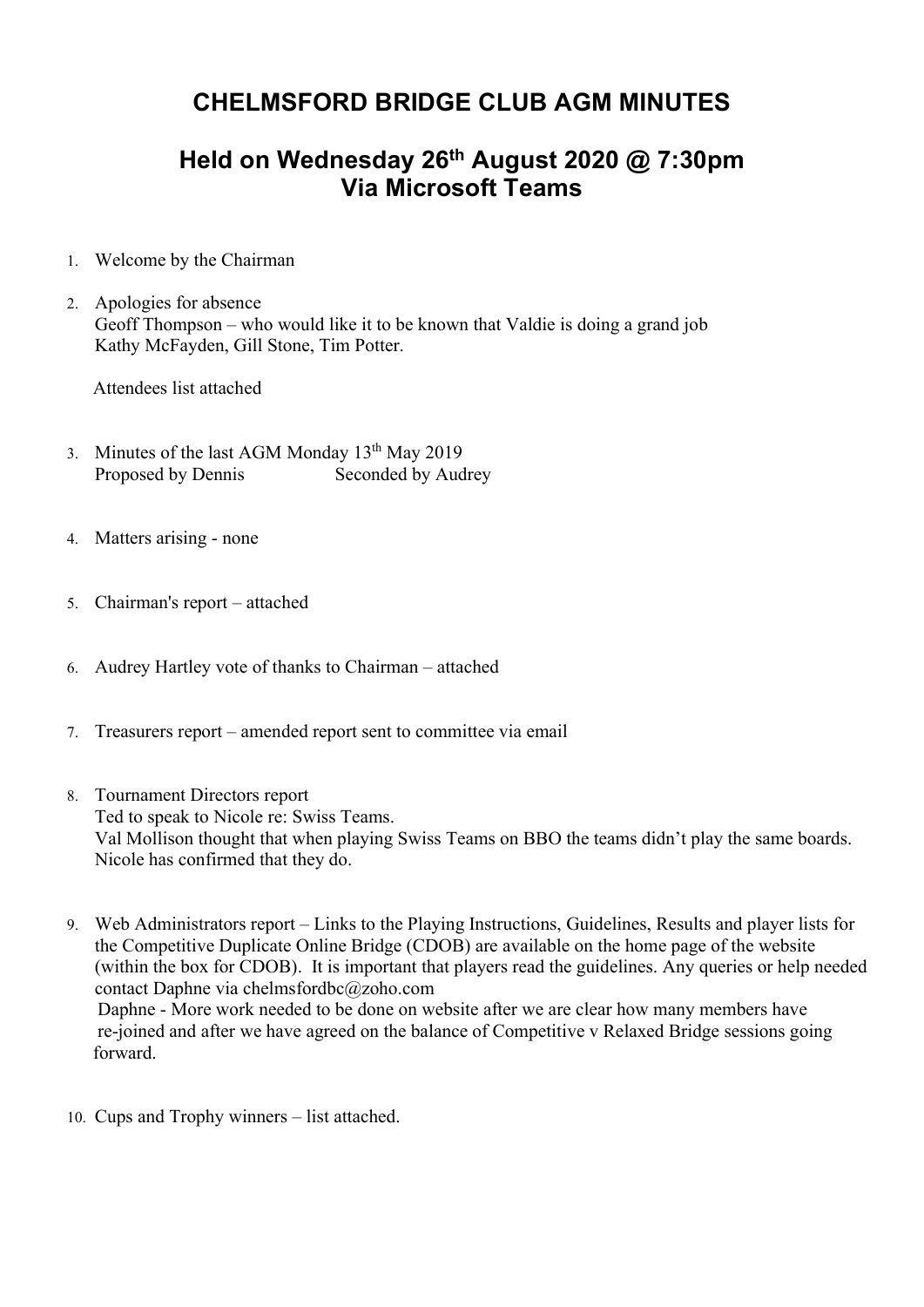# CHELMSFORD BRIDGE CLUB AGM MINUTES

## Held on Wednesday 26th August 2020 @ 7:30pm Via Microsoft Teams

1. Welcome by the Chairman

2. Apologies for absence  
   Geoff Thompson – who would like it to be known that Valdie is doing a grand job  
   Kathy McFayden, Gill Stone, Tim Potter.

   Attendees list attached

3. Minutes of the last AGM Monday 13th May 2019  
   Proposed by Dennis     Seconded by Audrey

4. Matters arising - none

5. Chairman's report – attached

6. Audrey Hartley vote of thanks to Chairman – attached

7. Treasurers report – amended report sent to committee via email

8. Tournament Directors report  
   Ted to speak to Nicole re: Swiss Teams.  
   Val Mollison thought that when playing Swiss Teams on BBO the teams didn't play the same boards. Nicole has confirmed that they do.

9. Web Administrators report – Links to the Playing Instructions, Guidelines, Results and player lists for the Competitive Duplicate Online Bridge (CDOB) are available on the home page of the website (within the box for CDOB). It is important that players read the guidelines. Any queries or help needed contact Daphne via chelmsfordbc@zoho.com  
   Daphne - More work needed to be done on website after we are clear how many members have re-joined and after we have agreed on the balance of Competitive v Relaxed Bridge sessions going forward.

10. Cups and Trophy winners – list attached.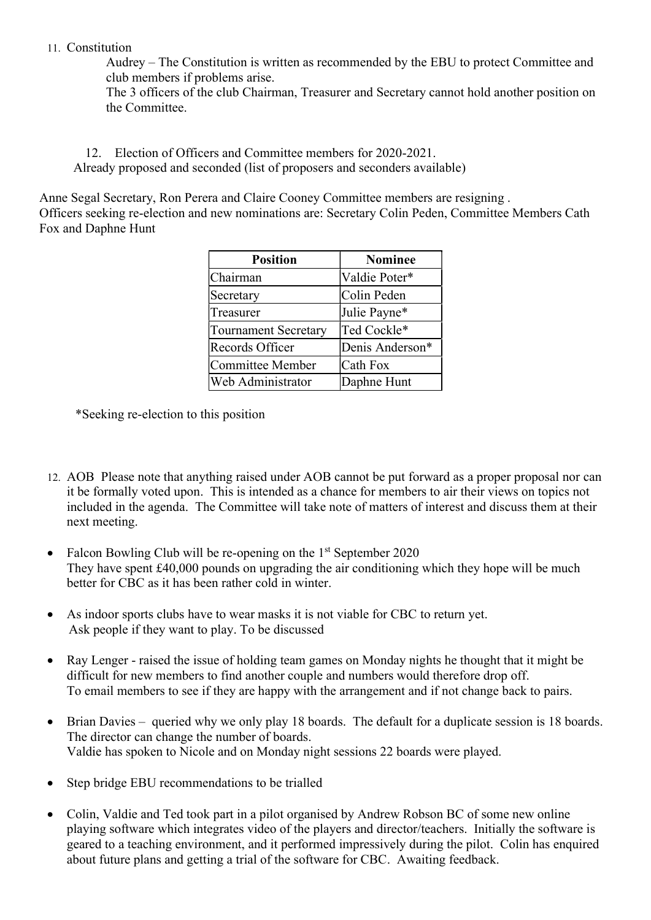11. Constitution

    Audrey – The Constitution is written as recommended by the EBU to protect Committee and club members if problems arise.

    The 3 officers of the club Chairman, Treasurer and Secretary cannot hold another position on the Committee.

12. Election of Officers and Committee members for 2020-2021.

    Already proposed and seconded (list of proposers and seconders available)

Anne Segal Secretary, Ron Perera and Claire Cooney Committee members are resigning .
Officers seeking re-election and new nominations are: Secretary Colin Peden, Committee Members Cath Fox and Daphne Hunt

| Position | Nominee |
|---|---|
| Chairman | Valdie Poter* |
| Secretary | Colin Peden |
| Treasurer | Julie Payne* |
| Tournament Secretary | Ted Cockle* |
| Records Officer | Denis Anderson* |
| Committee Member | Cath Fox |
| Web Administrator | Daphne Hunt |

*Seeking re-election to this position

12. AOB Please note that anything raised under AOB cannot be put forward as a proper proposal nor can it be formally voted upon. This is intended as a chance for members to air their views on topics not included in the agenda. The Committee will take note of matters of interest and discuss them at their next meeting.

- Falcon Bowling Club will be re-opening on the 1st September 2020
  They have spent £40,000 pounds on upgrading the air conditioning which they hope will be much better for CBC as it has been rather cold in winter.
- As indoor sports clubs have to wear masks it is not viable for CBC to return yet.
  Ask people if they want to play. To be discussed
- Ray Lenger - raised the issue of holding team games on Monday nights he thought that it might be difficult for new members to find another couple and numbers would therefore drop off.
  To email members to see if they are happy with the arrangement and if not change back to pairs.
- Brian Davies – queried why we only play 18 boards. The default for a duplicate session is 18 boards. The director can change the number of boards.
  Valdie has spoken to Nicole and on Monday night sessions 22 boards were played.
- Step bridge EBU recommendations to be trialled
- Colin, Valdie and Ted took part in a pilot organised by Andrew Robson BC of some new online playing software which integrates video of the players and director/teachers. Initially the software is geared to a teaching environment, and it performed impressively during the pilot. Colin has enquired about future plans and getting a trial of the software for CBC. Awaiting feedback.